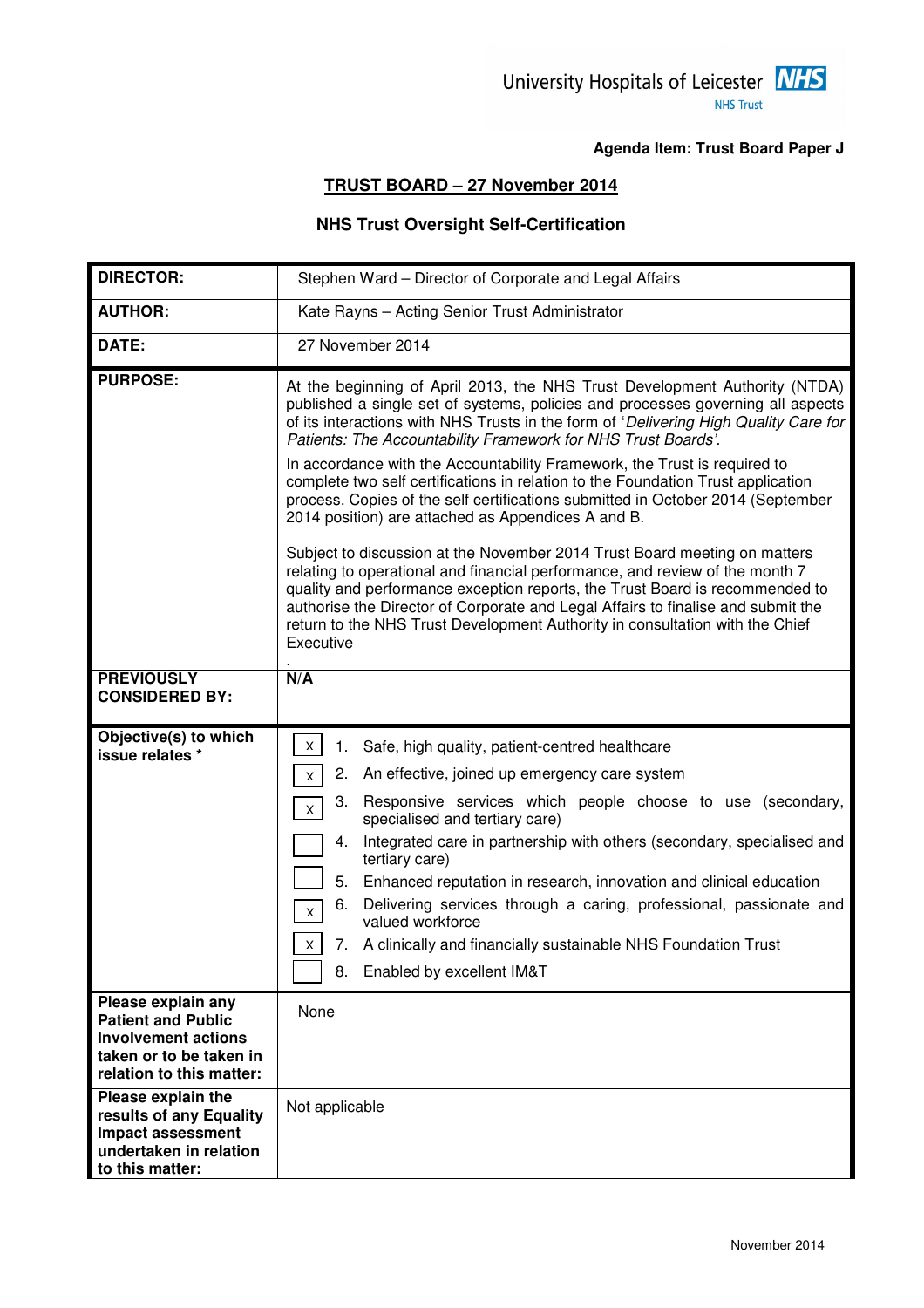University Hospitals of Leicester NHS Trust

**Agenda Item: Trust Board Paper J**

## TRUST BOARD – 27 November 2014

### NHS Trust Oversight Self-Certification

| | |
|---|---|
| **DIRECTOR:** | Stephen Ward – Director of Corporate and Legal Affairs |
| **AUTHOR:** | Kate Rayns – Acting Senior Trust Administrator |
| **DATE:** | 27 November 2014 |
| **PURPOSE:** | At the beginning of April 2013, the NHS Trust Development Authority (NTDA) published a single set of systems, policies and processes governing all aspects of its interactions with NHS Trusts in the form of '*Delivering High Quality Care for Patients: The Accountability Framework for NHS Trust Boards'.*<br><br>In accordance with the Accountability Framework, the Trust is required to complete two self certifications in relation to the Foundation Trust application process. Copies of the self certifications submitted in October 2014 (September 2014 position) are attached as Appendices A and B.<br><br>Subject to discussion at the November 2014 Trust Board meeting on matters relating to operational and financial performance, and review of the month 7 quality and performance exception reports, the Trust Board is recommended to authorise the Director of Corporate and Legal Affairs to finalise and submit the return to the NHS Trust Development Authority in consultation with the Chief Executive<br>. |
| **PREVIOUSLY CONSIDERED BY:** | **N/A** |
| **Objective(s) to which issue relates \*** | [x] 1. Safe, high quality, patient-centred healthcare<br>[x] 2. An effective, joined up emergency care system<br>[x] 3. Responsive services which people choose to use (secondary, specialised and tertiary care)<br>[ ] 4. Integrated care in partnership with others (secondary, specialised and tertiary care)<br>[ ] 5. Enhanced reputation in research, innovation and clinical education<br>[x] 6. Delivering services through a caring, professional, passionate and valued workforce<br>[x] 7. A clinically and financially sustainable NHS Foundation Trust<br>[ ] 8. Enabled by excellent IM&T |
| **Please explain any Patient and Public Involvement actions taken or to be taken in relation to this matter:** | None |
| **Please explain the results of any Equality Impact assessment undertaken in relation to this matter:** | Not applicable |

November 2014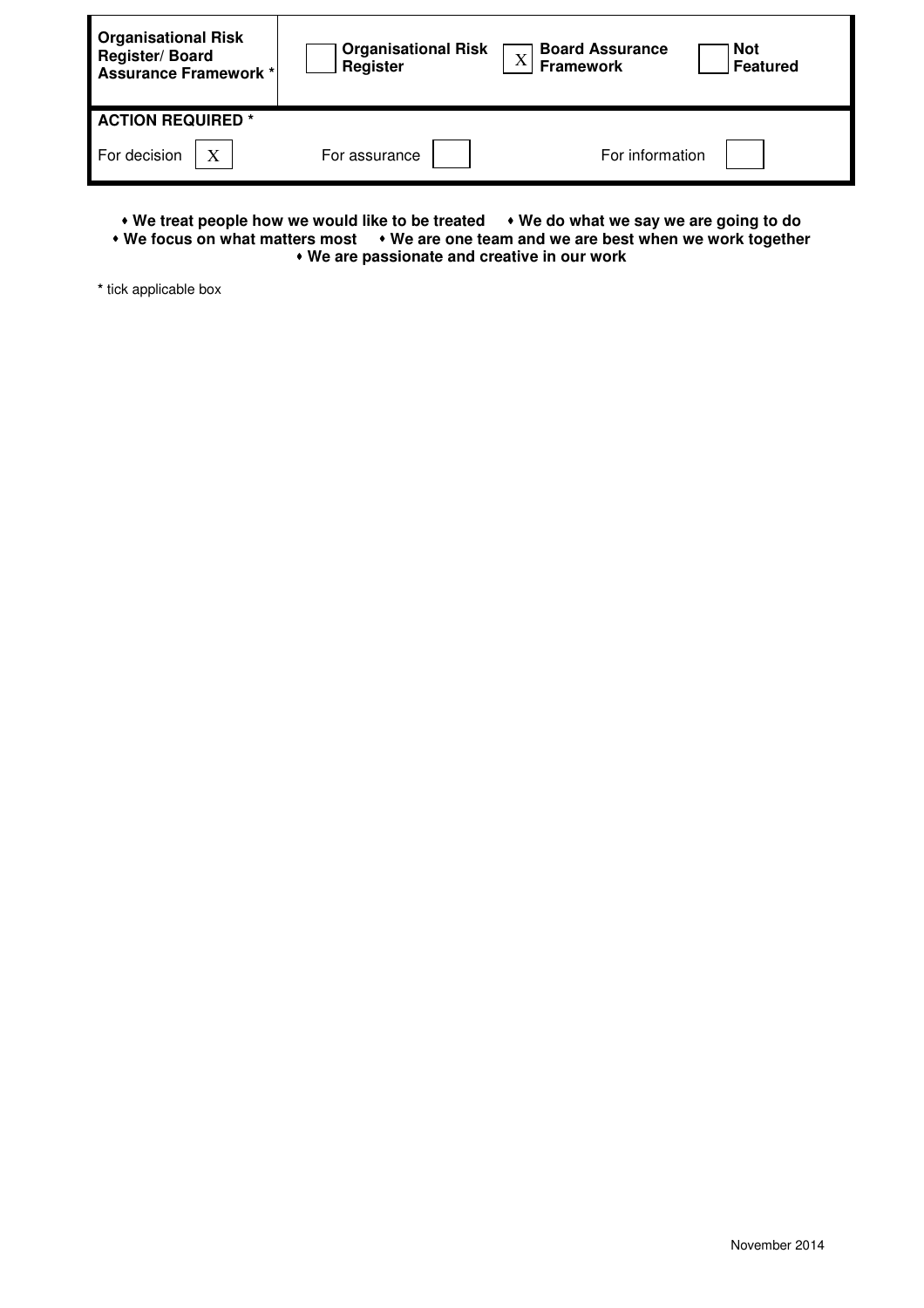| Organisational Risk Register/ Board Assurance Framework * | [ ] Organisational Risk Register | [X] Board Assurance Framework | [ ] Not Featured |
|---|---|---|---|
| **ACTION REQUIRED *** | | | |
| For decision [X] | For assurance [ ] | For information [ ] | |

**⬩ We treat people how we would like to be treated ⬩ We do what we say we are going to do**
**⬩ We focus on what matters most ⬩ We are one team and we are best when we work together**
**⬩ We are passionate and creative in our work**

**\*** tick applicable box

November 2014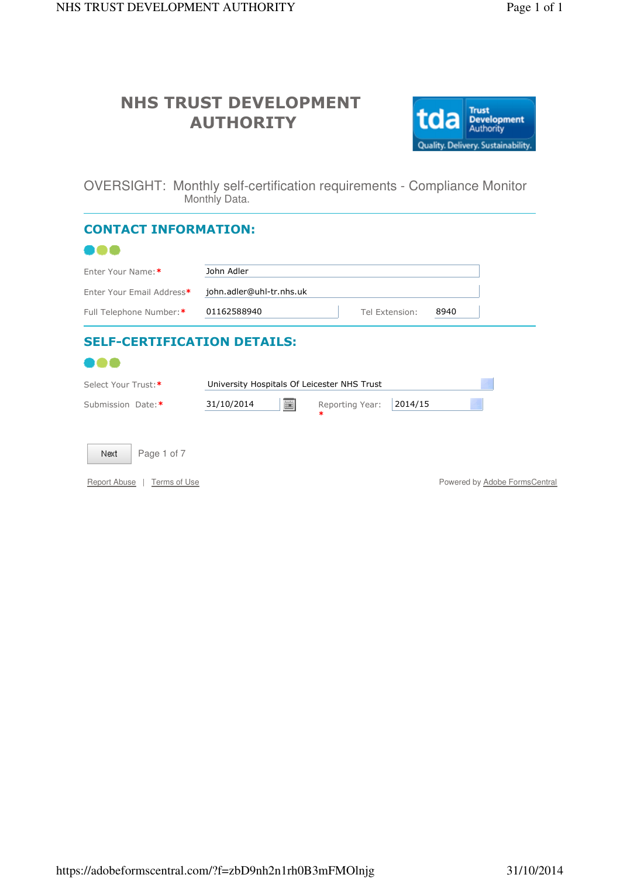# NHS TRUST DEVELOPMENT AUTHORITY

tda Trust Development Authority
Quality. Delivery. Sustainability.

OVERSIGHT: Monthly self-certification requirements - Compliance Monitor
Monthly Data.

## CONTACT INFORMATION:

| | |
|---|---|
| Enter Your Name:* | John Adler |
| Enter Your Email Address* | john.adler@uhl-tr.nhs.uk |
| Full Telephone Number:* | 01162588940 |
| Tel Extension: | 8940 |

## SELF-CERTIFICATION DETAILS:

| | |
|---|---|
| Select Your Trust:* | University Hospitals Of Leicester NHS Trust |
| Submission Date:* | 31/10/2014 |
| Reporting Year:* | 2014/15 |

Next  Page 1 of 7

Report Abuse | Terms of Use  Powered by Adobe FormsCentral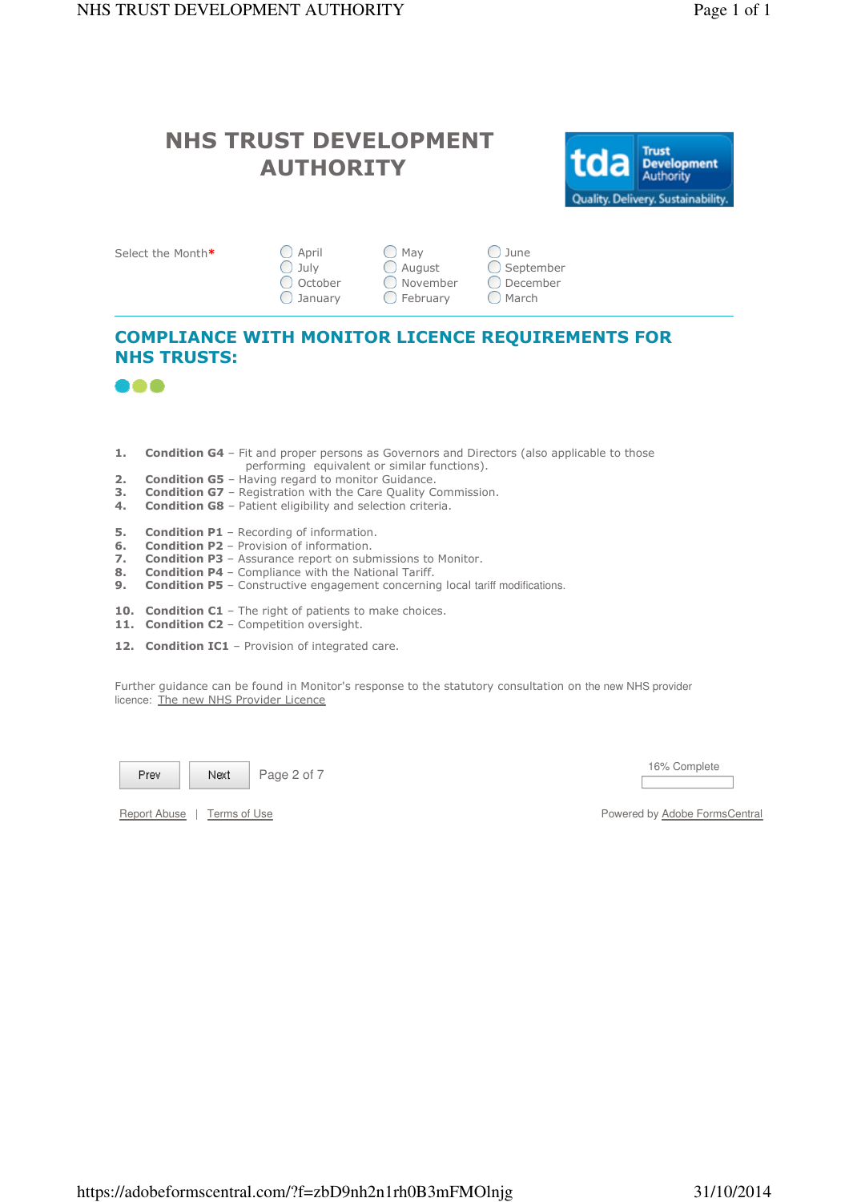# NHS TRUST DEVELOPMENT AUTHORITY

Select the Month*

- ◯ April
- ◯ May
- ◯ June
- ◯ July
- ◯ August
- ◯ September
- ◯ October
- ◯ November
- ◯ December
- ◯ January
- ◯ February
- ◯ March

## COMPLIANCE WITH MONITOR LICENCE REQUIREMENTS FOR NHS TRUSTS:

1. **Condition G4** – Fit and proper persons as Governors and Directors (also applicable to those performing equivalent or similar functions).
2. **Condition G5** – Having regard to monitor Guidance.
3. **Condition G7** – Registration with the Care Quality Commission.
4. **Condition G8** – Patient eligibility and selection criteria.

5. **Condition P1** – Recording of information.
6. **Condition P2** – Provision of information.
7. **Condition P3** – Assurance report on submissions to Monitor.
8. **Condition P4** – Compliance with the National Tariff.
9. **Condition P5** – Constructive engagement concerning local tariff modifications.

10. **Condition C1** – The right of patients to make choices.
11. **Condition C2** – Competition oversight.

12. **Condition IC1** – Provision of integrated care.

Further guidance can be found in Monitor's response to the statutory consultation on the new NHS provider licence: The new NHS Provider Licence

Prev | Next | Page 2 of 7

16% Complete

Report Abuse | Terms of Use

Powered by Adobe FormsCentral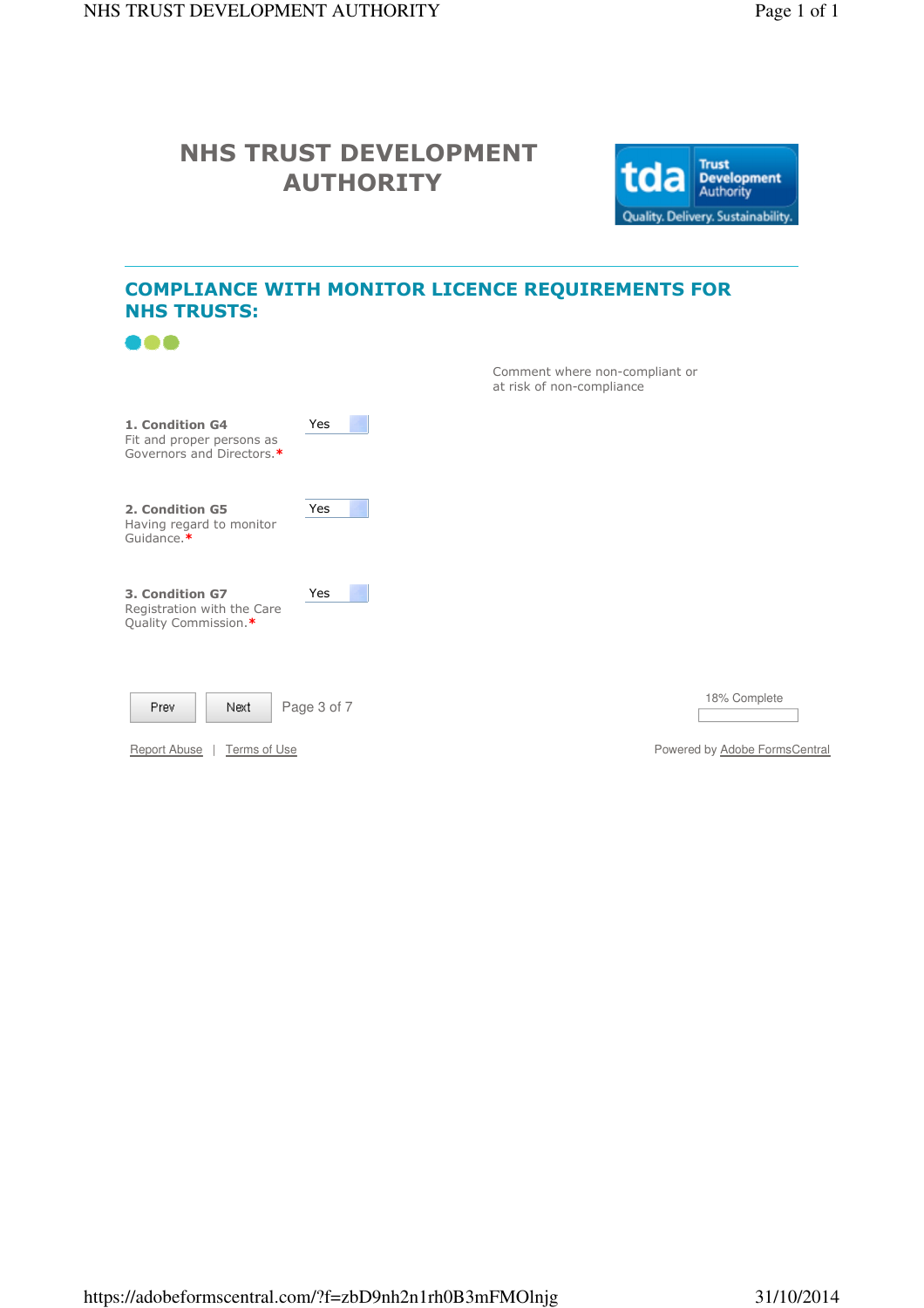# NHS TRUST DEVELOPMENT AUTHORITY

tda Trust Development Authority
Quality. Delivery. Sustainability.

## COMPLIANCE WITH MONITOR LICENCE REQUIREMENTS FOR NHS TRUSTS:

| | | Comment where non-compliant or at risk of non-compliance |
|---|---|---|
| **1. Condition G4** Fit and proper persons as Governors and Directors.* | Yes | |
| **2. Condition G5** Having regard to monitor Guidance.* | Yes | |
| **3. Condition G7** Registration with the Care Quality Commission.* | Yes | |

Prev Next Page 3 of 7

18% Complete

Report Abuse | Terms of Use

Powered by Adobe FormsCentral

https://adobeformscentral.com/?f=zbD9nh2n1rh0B3mFMOlnjg 31/10/2014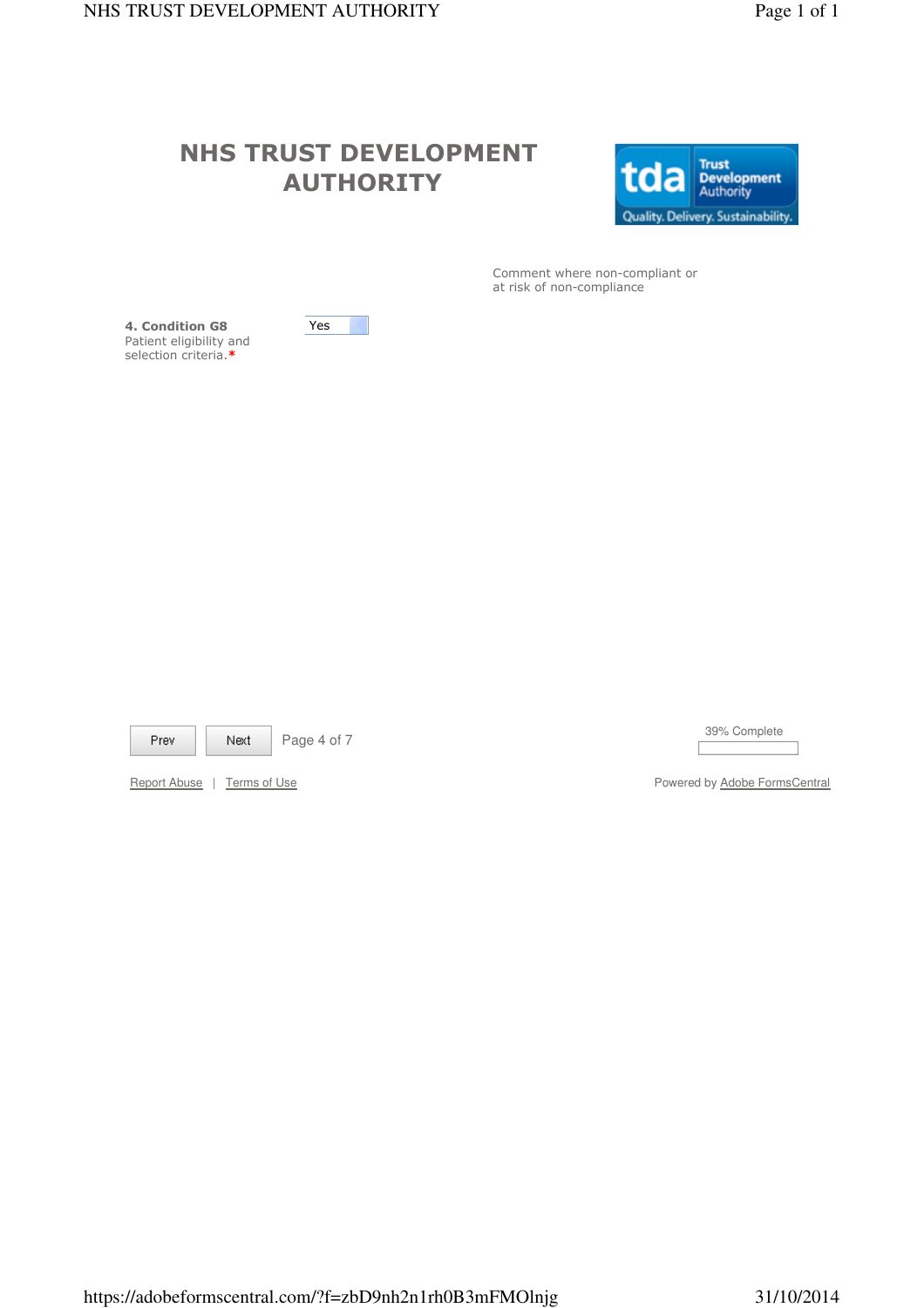# NHS TRUST DEVELOPMENT AUTHORITY

Comment where non-compliant or at risk of non-compliance

| | | |
|---|---|---|
| **4. Condition G8** Patient eligibility and selection criteria.* | Yes | |

Prev | Next | Page 4 of 7

39% Complete

Report Abuse | Terms of Use

Powered by Adobe FormsCentral

https://adobeformscentral.com/?f=zbD9nh2n1rh0B3mFMOlnjg

31/10/2014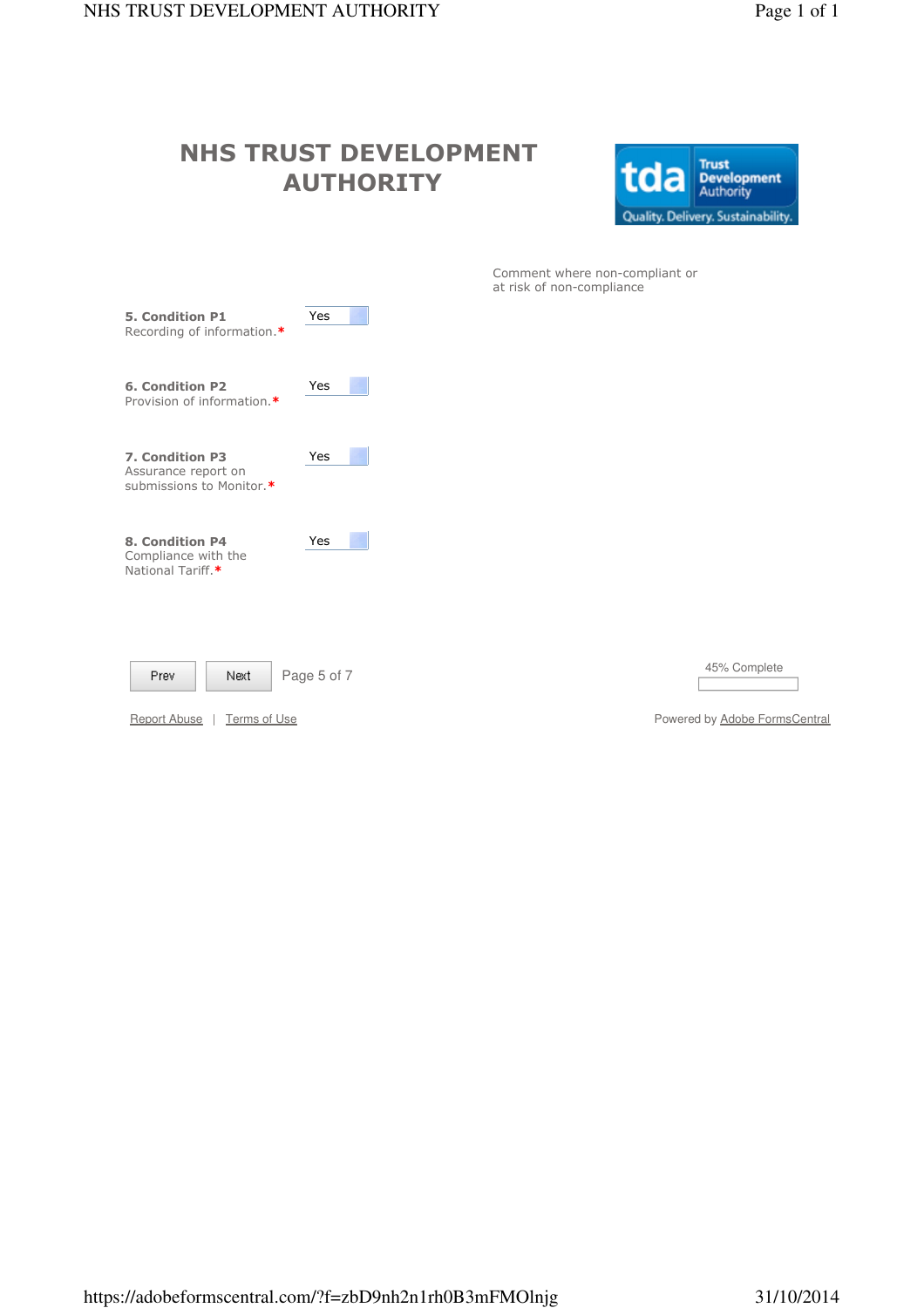# NHS TRUST DEVELOPMENT AUTHORITY

tda Trust Development Authority
Quality. Delivery. Sustainability.

Comment where non-compliant or at risk of non-compliance

**5. Condition P1**
Recording of information.* — Yes

**6. Condition P2**
Provision of information.* — Yes

**7. Condition P3**
Assurance report on submissions to Monitor.* — Yes

**8. Condition P4**
Compliance with the National Tariff.* — Yes

Prev | Next | Page 5 of 7

45% Complete

Report Abuse | Terms of Use

Powered by Adobe FormsCentral

https://adobeformscentral.com/?f=zbD9nh2n1rh0B3mFMOlnjg

31/10/2014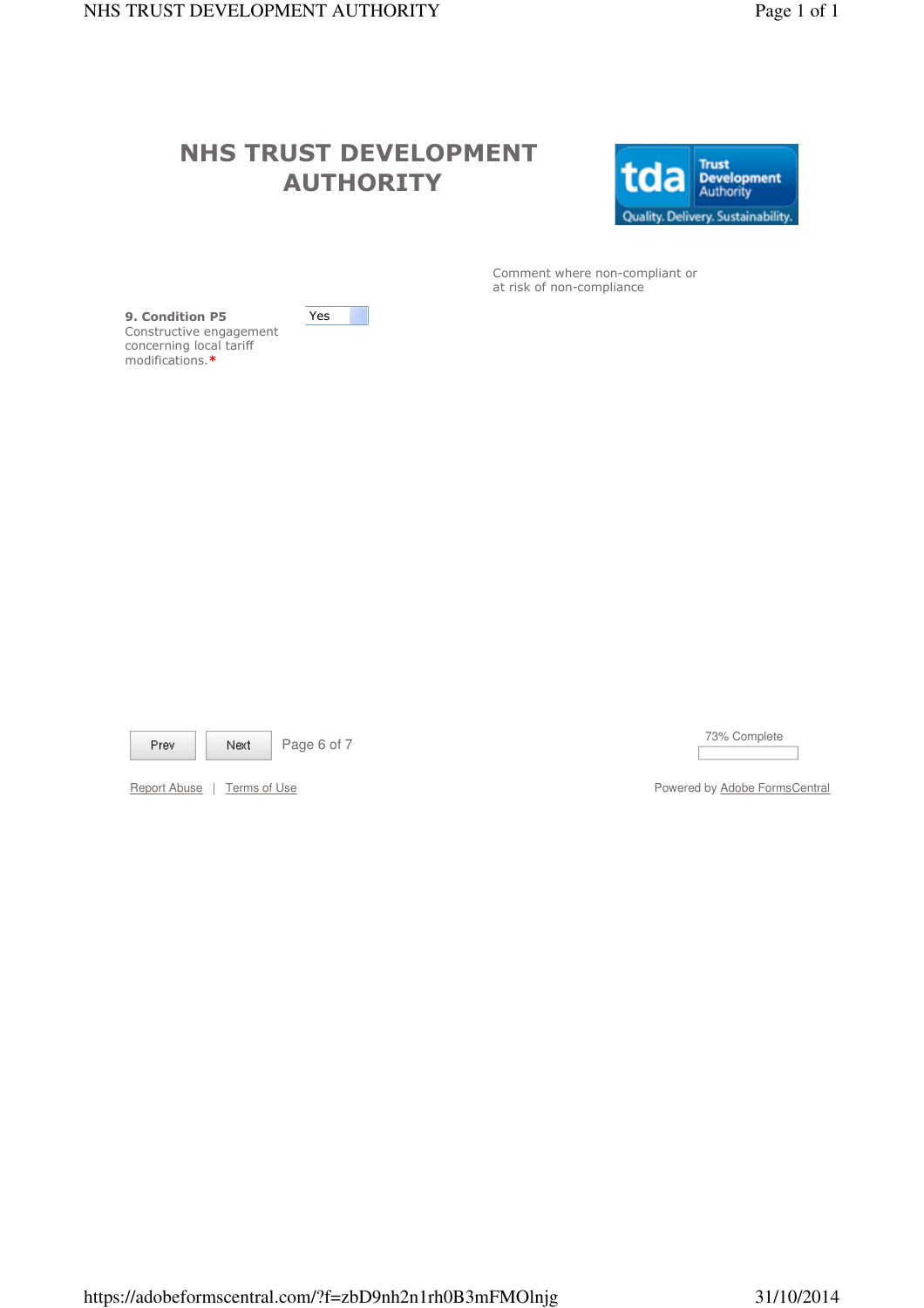# NHS TRUST DEVELOPMENT AUTHORITY

| | | Comment where non-compliant or at risk of non-compliance |
|---|---|---|
| **9. Condition P5** Constructive engagement concerning local tariff modifications.* | Yes | |

Prev | Next | Page 6 of 7

73% Complete

Report Abuse | Terms of Use

Powered by Adobe FormsCentral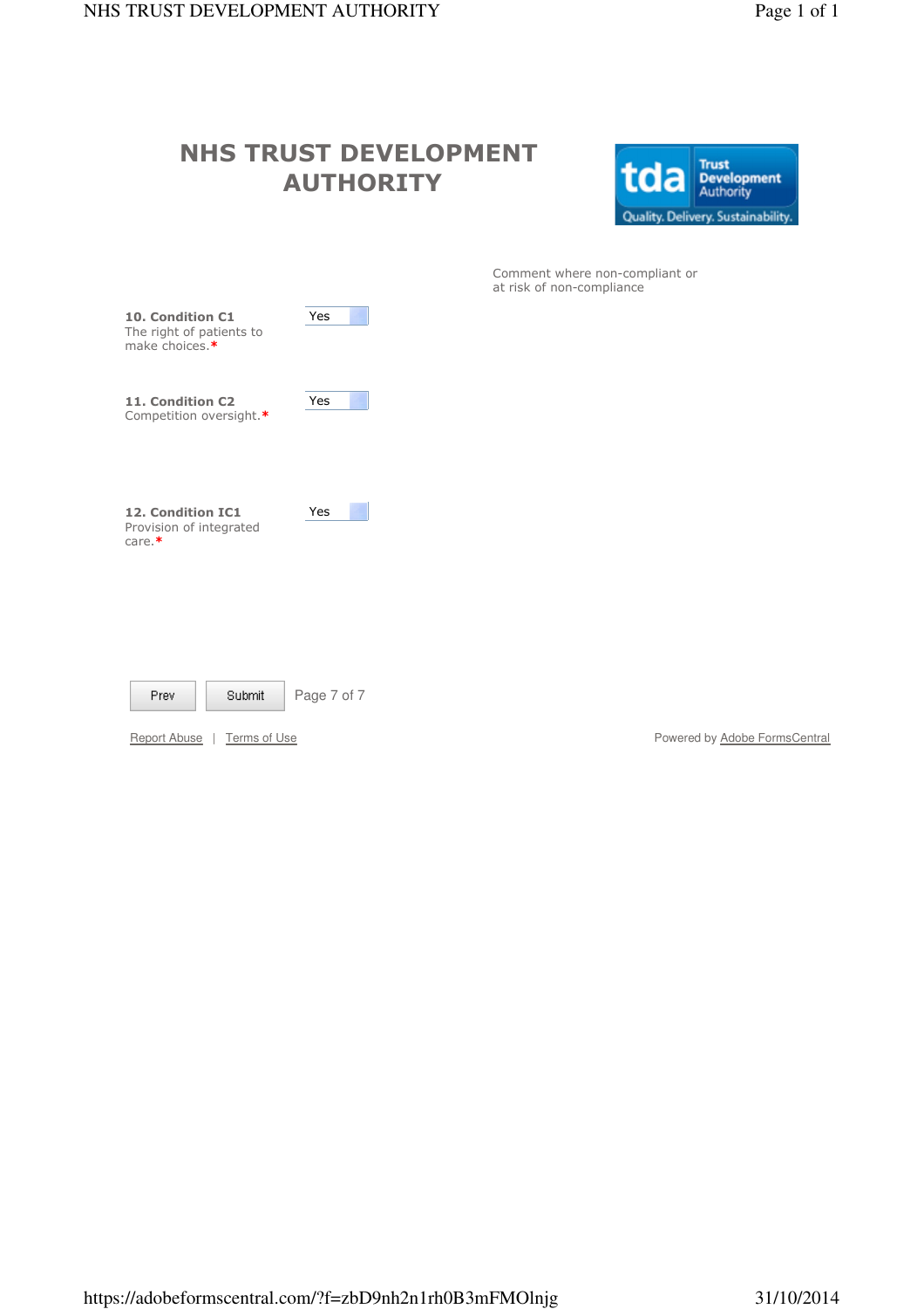# NHS TRUST DEVELOPMENT AUTHORITY

Comment where non-compliant or at risk of non-compliance

**10. Condition C1**
The right of patients to make choices.*

Yes

**11. Condition C2**
Competition oversight.*

Yes

**12. Condition IC1**
Provision of integrated care.*

Yes

Prev | Submit | Page 7 of 7

Report Abuse | Terms of Use

Powered by Adobe FormsCentral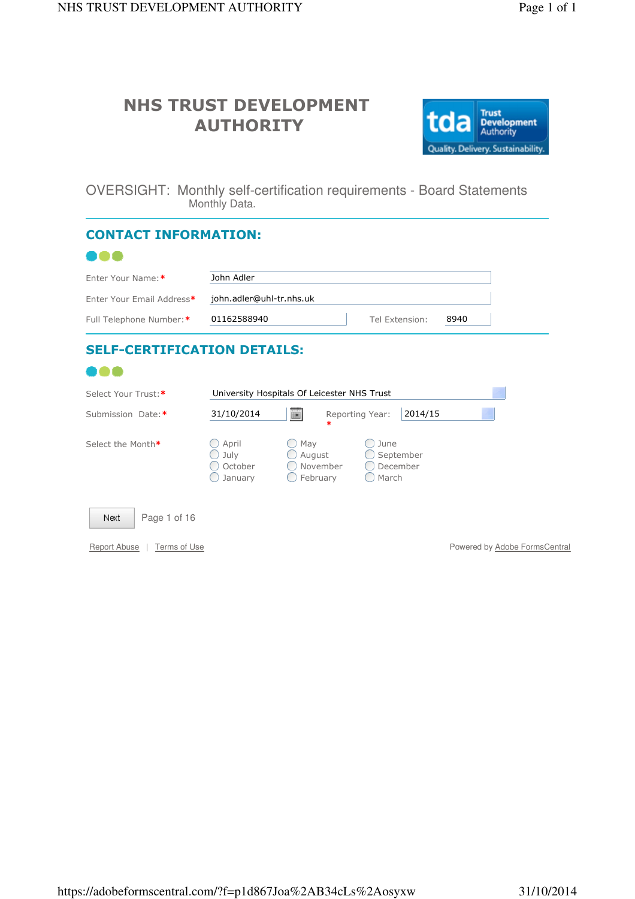# NHS TRUST DEVELOPMENT AUTHORITY

tda Trust Development Authority
Quality. Delivery. Sustainability.

OVERSIGHT: Monthly self-certification requirements - Board Statements
Monthly Data.

## CONTACT INFORMATION:

Enter Your Name:* John Adler

Enter Your Email Address* john.adler@uhl-tr.nhs.uk

Full Telephone Number:* 01162588940 Tel Extension: 8940

## SELF-CERTIFICATION DETAILS:

Select Your Trust:* University Hospitals Of Leicester NHS Trust

Submission Date:* 31/10/2014 Reporting Year:* 2014/15

Select the Month*

| | | |
|---|---|---|
| April | May | June |
| July | August | September |
| October | November | December |
| January | February | March |

Next Page 1 of 16

Report Abuse | Terms of Use

Powered by Adobe FormsCentral

https://adobeformscentral.com/?f=p1d867Joa%2AB34cLs%2Aosyxw 31/10/2014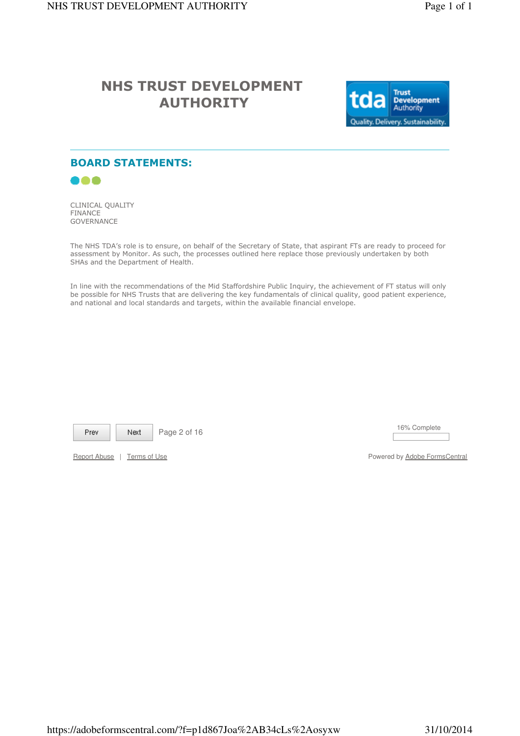# NHS TRUST DEVELOPMENT AUTHORITY

## BOARD STATEMENTS:

CLINICAL QUALITY
FINANCE
GOVERNANCE

The NHS TDA's role is to ensure, on behalf of the Secretary of State, that aspirant FTs are ready to proceed for assessment by Monitor. As such, the processes outlined here replace those previously undertaken by both SHAs and the Department of Health.

In line with the recommendations of the Mid Staffordshire Public Inquiry, the achievement of FT status will only be possible for NHS Trusts that are delivering the key fundamentals of clinical quality, good patient experience, and national and local standards and targets, within the available financial envelope.

Prev | Next | Page 2 of 16

16% Complete

Report Abuse | Terms of Use

Powered by Adobe FormsCentral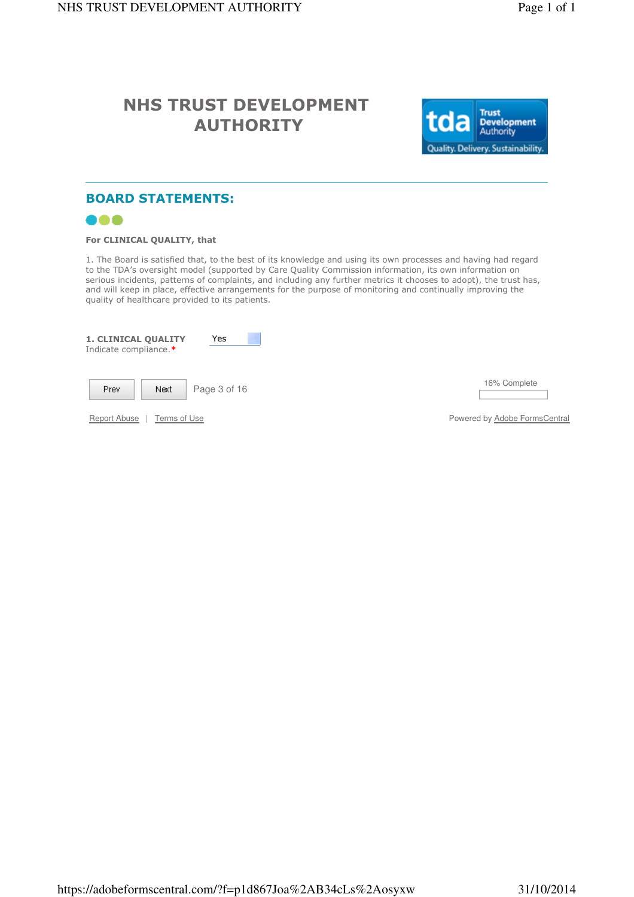# NHS TRUST DEVELOPMENT AUTHORITY

## BOARD STATEMENTS:

**For CLINICAL QUALITY, that**

1. The Board is satisfied that, to the best of its knowledge and using its own processes and having had regard to the TDA's oversight model (supported by Care Quality Commission information, its own information on serious incidents, patterns of complaints, and including any further metrics it chooses to adopt), the trust has, and will keep in place, effective arrangements for the purpose of monitoring and continually improving the quality of healthcare provided to its patients.

**1. CLINICAL QUALITY**
Indicate compliance.* Yes

Prev Next Page 3 of 16

16% Complete

Report Abuse | Terms of Use

Powered by Adobe FormsCentral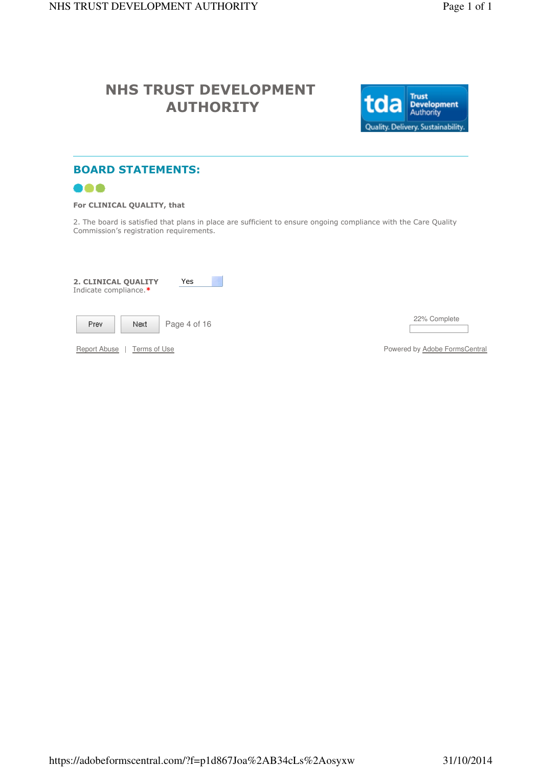# NHS TRUST DEVELOPMENT AUTHORITY

## BOARD STATEMENTS:

**For CLINICAL QUALITY, that**

2. The board is satisfied that plans in place are sufficient to ensure ongoing compliance with the Care Quality Commission's registration requirements.

**2. CLINICAL QUALITY**
Indicate compliance.* Yes

Prev | Next | Page 4 of 16

22% Complete

Report Abuse | Terms of Use

Powered by Adobe FormsCentral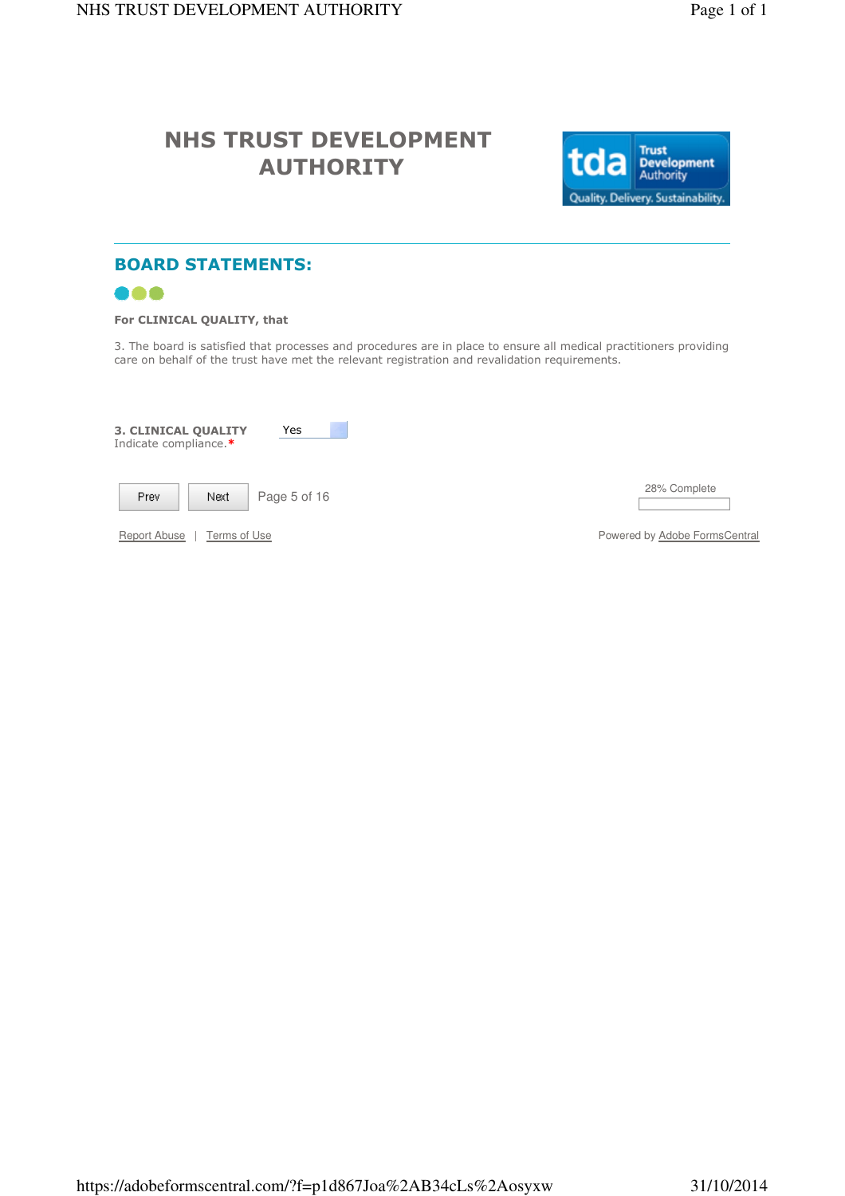# NHS TRUST DEVELOPMENT AUTHORITY

## BOARD STATEMENTS:

**For CLINICAL QUALITY, that**

3. The board is satisfied that processes and procedures are in place to ensure all medical practitioners providing care on behalf of the trust have met the relevant registration and revalidation requirements.

**3. CLINICAL QUALITY**
Indicate compliance.* Yes

Prev | Next | Page 5 of 16

28% Complete

Report Abuse | Terms of Use

Powered by Adobe FormsCentral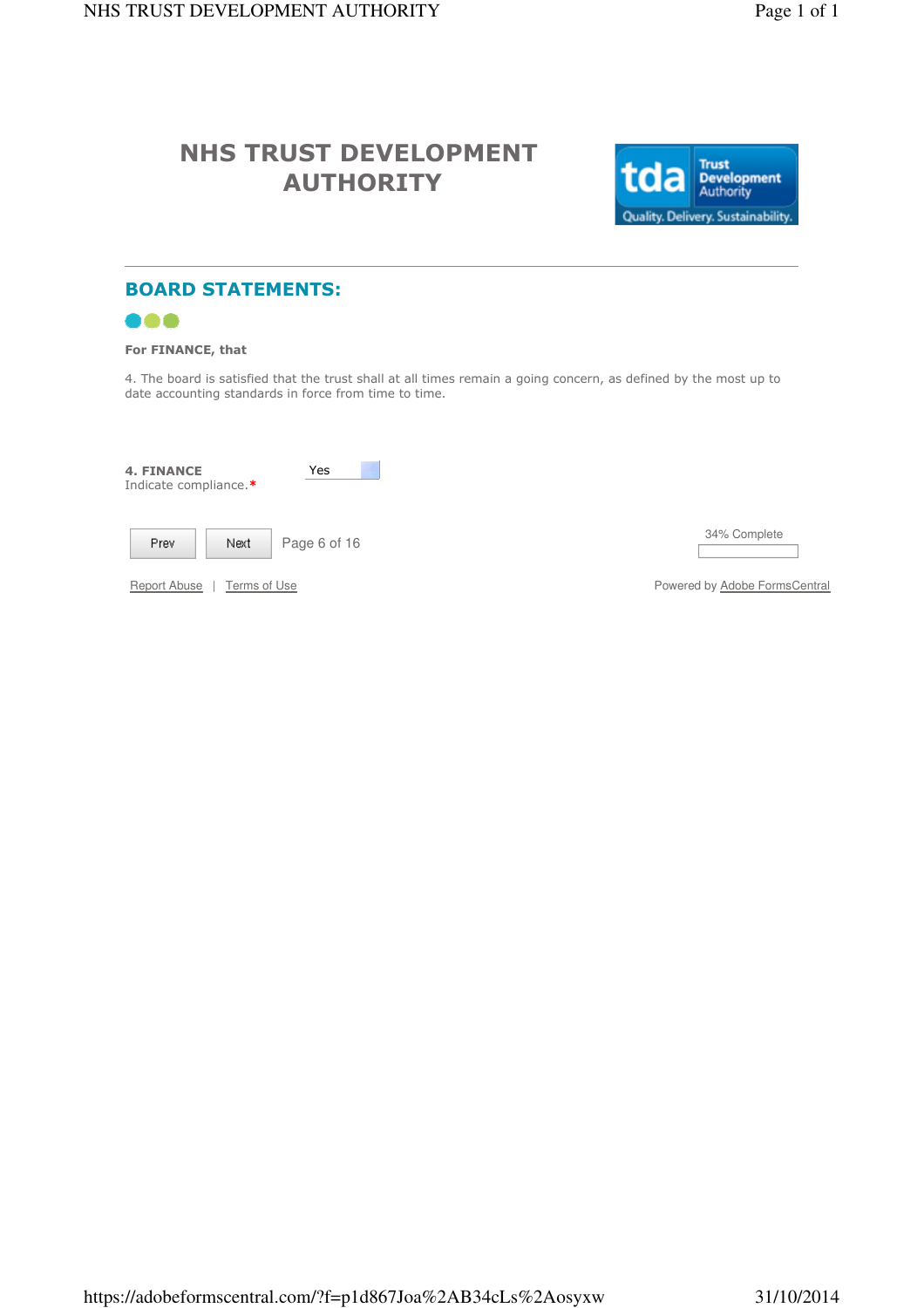# NHS TRUST DEVELOPMENT AUTHORITY

tda Trust Development Authority
Quality. Delivery. Sustainability.

## BOARD STATEMENTS:

**For FINANCE, that**

4. The board is satisfied that the trust shall at all times remain a going concern, as defined by the most up to date accounting standards in force from time to time.

**4. FINANCE**
Indicate compliance.*

Yes

Prev | Next | Page 6 of 16

34% Complete

Report Abuse | Terms of Use

Powered by Adobe FormsCentral

https://adobeformscentral.com/?f=p1d867Joa%2AB34cLs%2Aosyxw 31/10/2014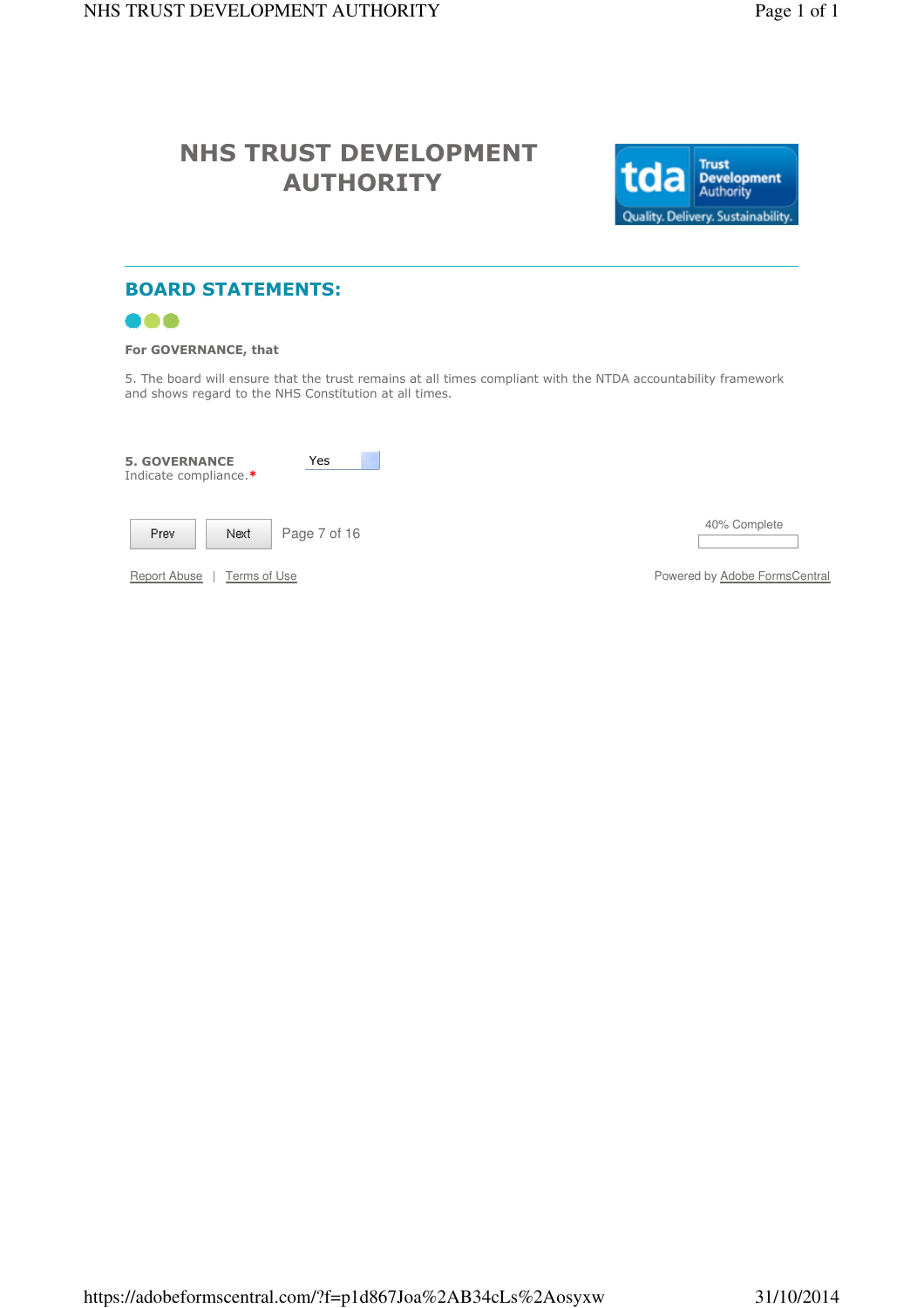# NHS TRUST DEVELOPMENT AUTHORITY

## BOARD STATEMENTS:

**For GOVERNANCE, that**

5. The board will ensure that the trust remains at all times compliant with the NTDA accountability framework and shows regard to the NHS Constitution at all times.

**5. GOVERNANCE**
Indicate compliance.* Yes

Prev Next Page 7 of 16

40% Complete

Report Abuse | Terms of Use

Powered by Adobe FormsCentral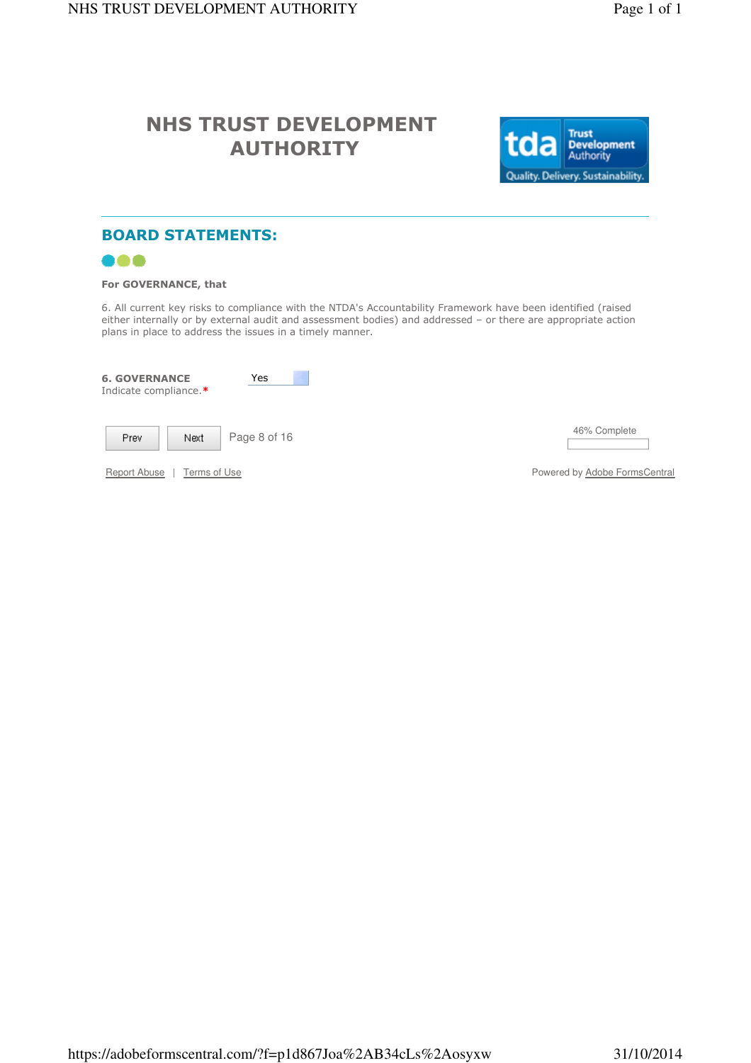# NHS TRUST DEVELOPMENT AUTHORITY

## BOARD STATEMENTS:

**For GOVERNANCE, that**

6. All current key risks to compliance with the NTDA's Accountability Framework have been identified (raised either internally or by external audit and assessment bodies) and addressed – or there are appropriate action plans in place to address the issues in a timely manner.

**6. GOVERNANCE**
Indicate compliance.* Yes

Prev Next Page 8 of 16

46% Complete

Report Abuse | Terms of Use

Powered by Adobe FormsCentral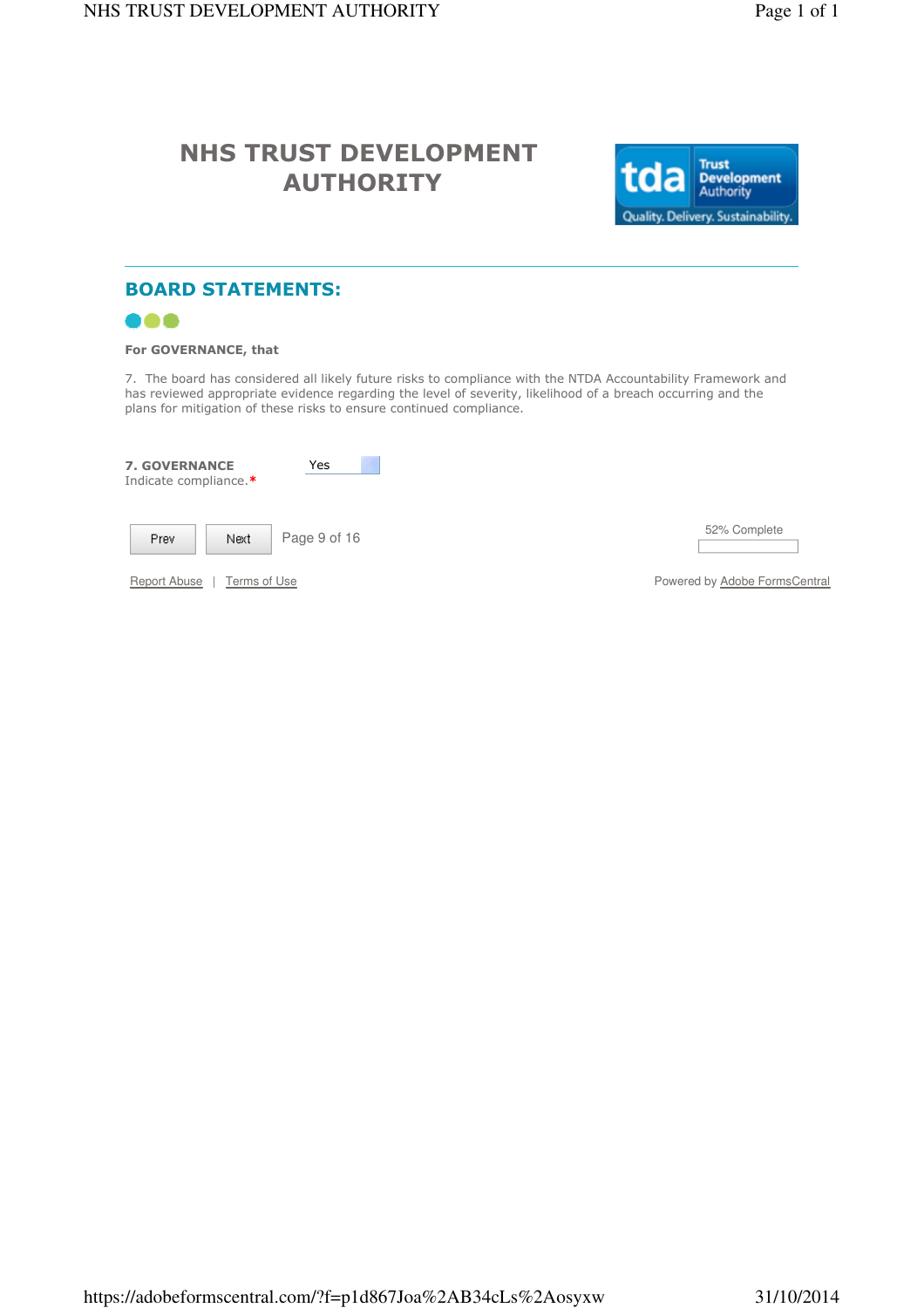# NHS TRUST DEVELOPMENT AUTHORITY

## BOARD STATEMENTS:

**For GOVERNANCE, that**

7. The board has considered all likely future risks to compliance with the NTDA Accountability Framework and has reviewed appropriate evidence regarding the level of severity, likelihood of a breach occurring and the plans for mitigation of these risks to ensure continued compliance.

**7. GOVERNANCE**
Indicate compliance.* Yes

Prev | Next | Page 9 of 16

52% Complete

Report Abuse | Terms of Use

Powered by Adobe FormsCentral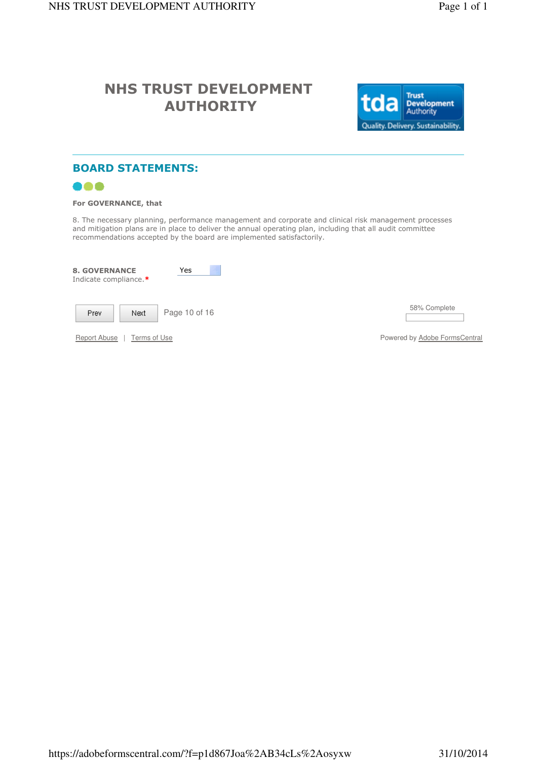# NHS TRUST DEVELOPMENT AUTHORITY

## BOARD STATEMENTS:

**For GOVERNANCE, that**

8. The necessary planning, performance management and corporate and clinical risk management processes and mitigation plans are in place to deliver the annual operating plan, including that all audit committee recommendations accepted by the board are implemented satisfactorily.

**8. GOVERNANCE**
Indicate compliance.* Yes

Prev Next Page 10 of 16

58% Complete

Report Abuse | Terms of Use

Powered by Adobe FormsCentral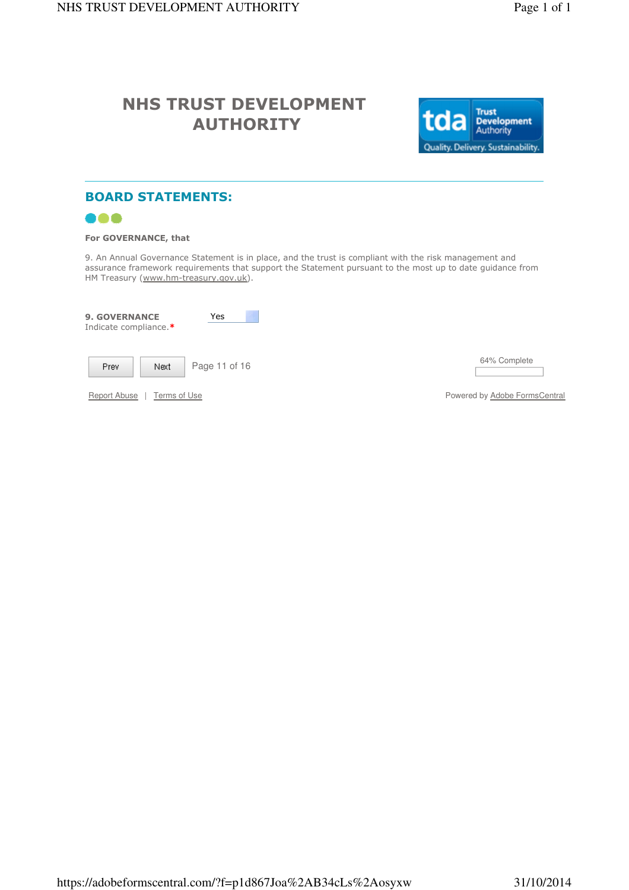# NHS TRUST DEVELOPMENT AUTHORITY

## BOARD STATEMENTS:

**For GOVERNANCE, that**

9. An Annual Governance Statement is in place, and the trust is compliant with the risk management and assurance framework requirements that support the Statement pursuant to the most up to date guidance from HM Treasury (www.hm-treasury.gov.uk).

**9. GOVERNANCE**
Indicate compliance.* Yes

Prev Next Page 11 of 16

64% Complete

Report Abuse | Terms of Use

Powered by Adobe FormsCentral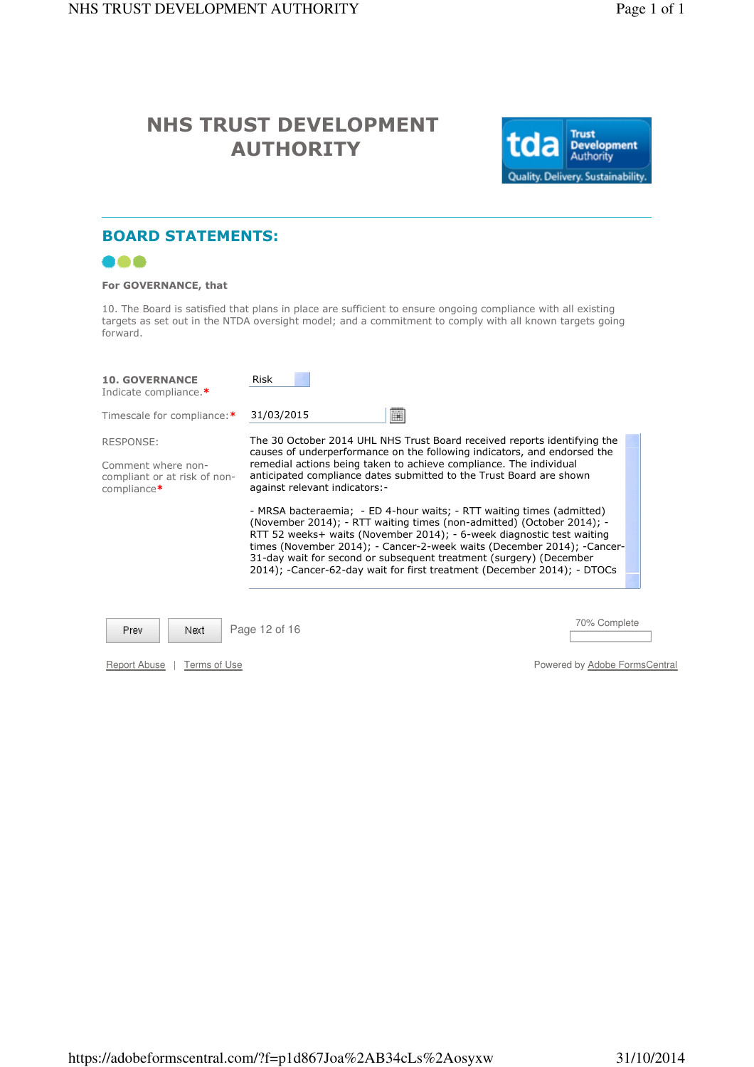# NHS TRUST DEVELOPMENT AUTHORITY

## BOARD STATEMENTS:

**For GOVERNANCE, that**

10. The Board is satisfied that plans in place are sufficient to ensure ongoing compliance with all existing targets as set out in the NTDA oversight model; and a commitment to comply with all known targets going forward.

**10. GOVERNANCE**
Indicate compliance.* Risk

Timescale for compliance:* 31/03/2015

RESPONSE:

Comment where non-compliant or at risk of non-compliance*

The 30 October 2014 UHL NHS Trust Board received reports identifying the causes of underperformance on the following indicators, and endorsed the remedial actions being taken to achieve compliance. The individual anticipated compliance dates submitted to the Trust Board are shown against relevant indicators:-

- MRSA bacteraemia; - ED 4-hour waits; - RTT waiting times (admitted) (November 2014); - RTT waiting times (non-admitted) (October 2014); - RTT 52 weeks+ waits (November 2014); - 6-week diagnostic test waiting times (November 2014); - Cancer-2-week waits (December 2014); -Cancer-31-day wait for second or subsequent treatment (surgery) (December 2014); -Cancer-62-day wait for first treatment (December 2014); - DTOCs

Prev | Next | Page 12 of 16

70% Complete

Report Abuse | Terms of Use

Powered by Adobe FormsCentral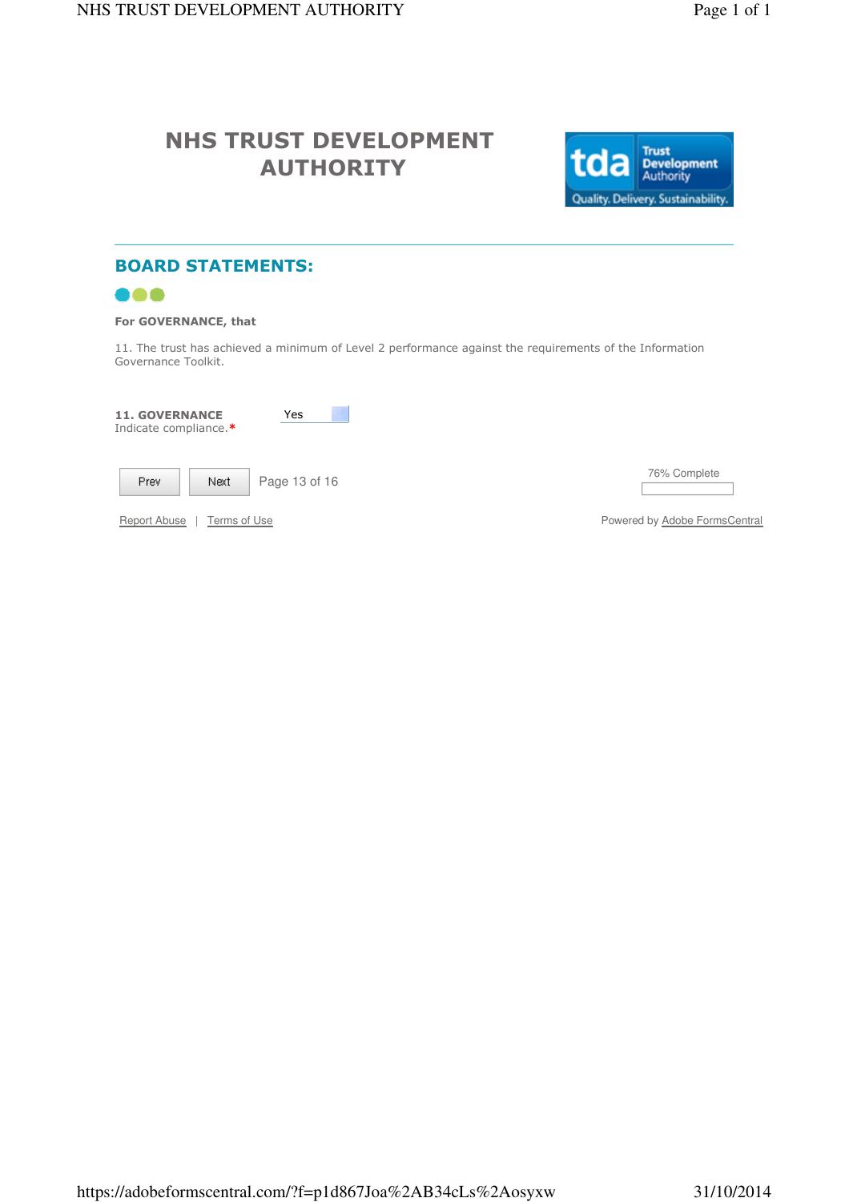# NHS TRUST DEVELOPMENT AUTHORITY

## BOARD STATEMENTS:

**For GOVERNANCE, that**

11. The trust has achieved a minimum of Level 2 performance against the requirements of the Information Governance Toolkit.

**11. GOVERNANCE**
Indicate compliance.* Yes

Prev Next Page 13 of 16

76% Complete

Report Abuse | Terms of Use

Powered by Adobe FormsCentral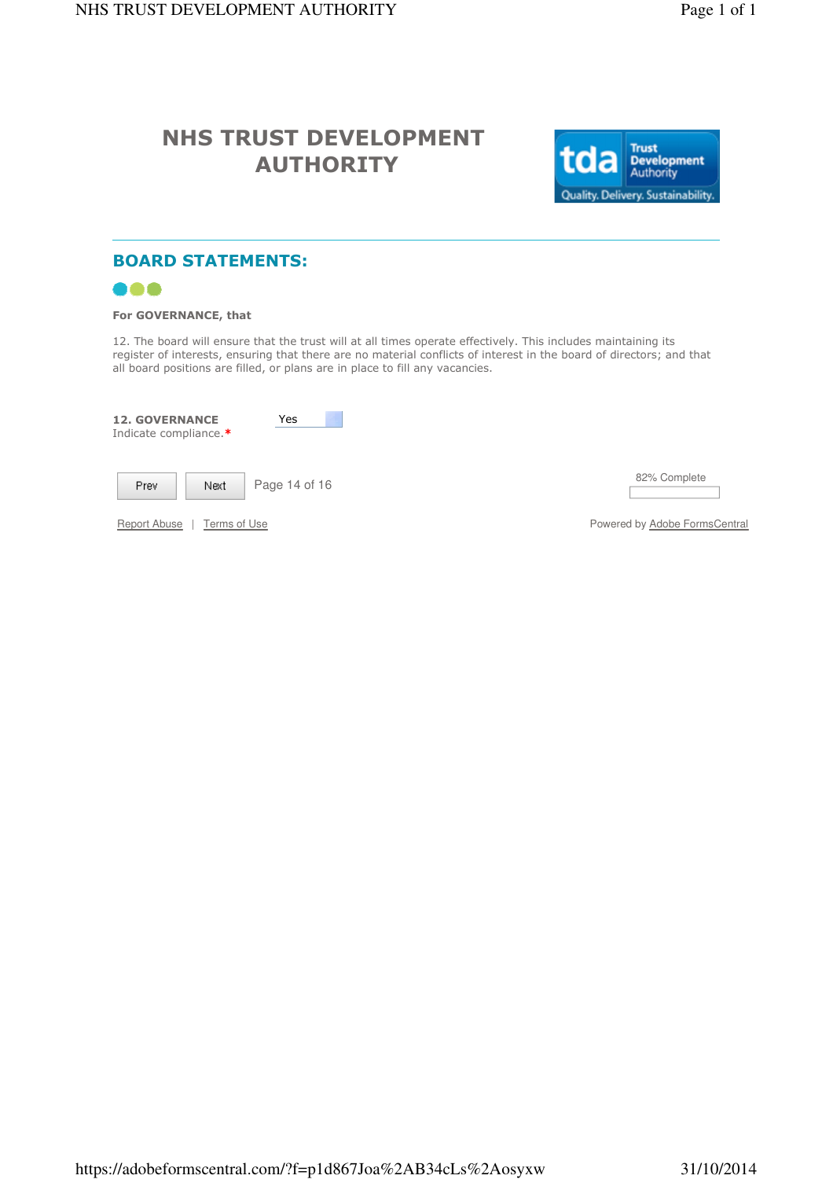# NHS TRUST DEVELOPMENT AUTHORITY

## BOARD STATEMENTS:

**For GOVERNANCE, that**

12. The board will ensure that the trust will at all times operate effectively. This includes maintaining its register of interests, ensuring that there are no material conflicts of interest in the board of directors; and that all board positions are filled, or plans are in place to fill any vacancies.

**12. GOVERNANCE**
Indicate compliance.* Yes

Prev Next Page 14 of 16

82% Complete

Report Abuse | Terms of Use

Powered by Adobe FormsCentral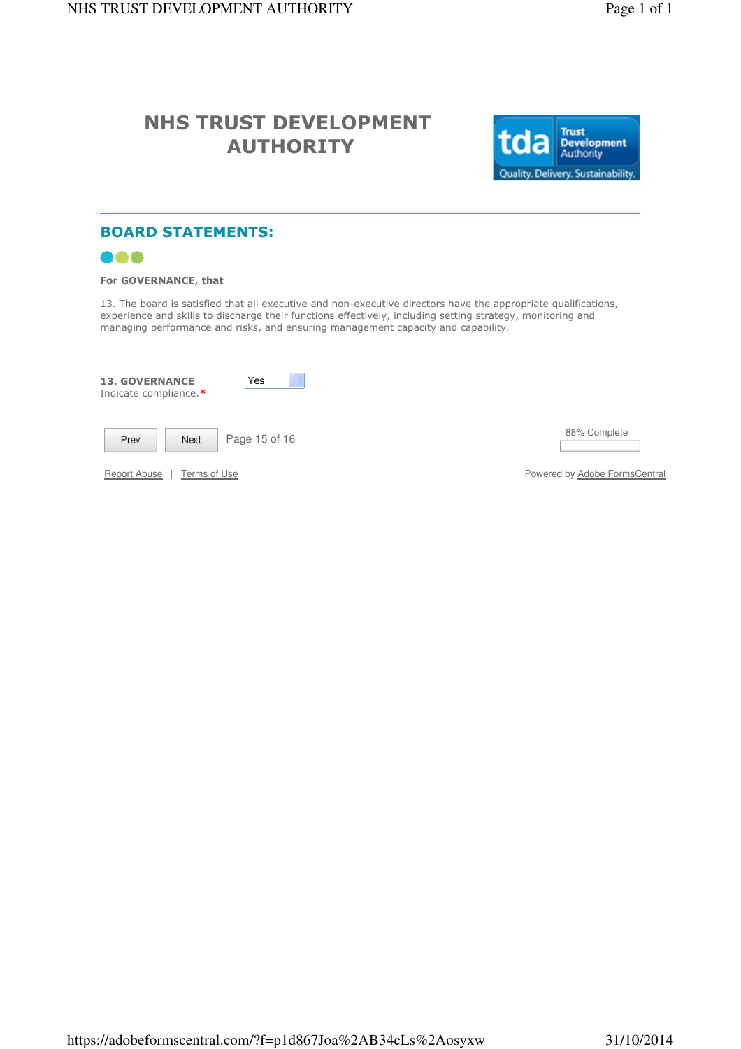# NHS TRUST DEVELOPMENT AUTHORITY

## BOARD STATEMENTS:

**For GOVERNANCE, that**

13. The board is satisfied that all executive and non-executive directors have the appropriate qualifications, experience and skills to discharge their functions effectively, including setting strategy, monitoring and managing performance and risks, and ensuring management capacity and capability.

**13. GOVERNANCE**
Indicate compliance.* Yes

Prev Next Page 15 of 16

88% Complete

Report Abuse | Terms of Use

Powered by Adobe FormsCentral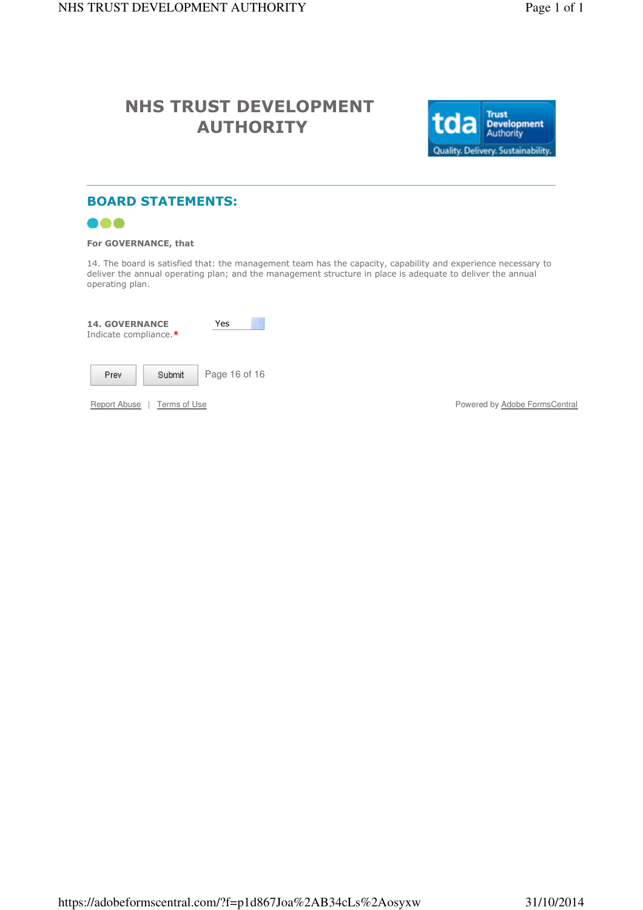# NHS TRUST DEVELOPMENT AUTHORITY

## BOARD STATEMENTS:

**For GOVERNANCE, that**

14. The board is satisfied that: the management team has the capacity, capability and experience necessary to deliver the annual operating plan; and the management structure in place is adequate to deliver the annual operating plan.

**14. GOVERNANCE**
Indicate compliance.* Yes

Prev Submit Page 16 of 16

Report Abuse | Terms of Use

Powered by Adobe FormsCentral

https://adobeformscentral.com/?f=p1d867Joa%2AB34cLs%2Aosyxw 31/10/2014